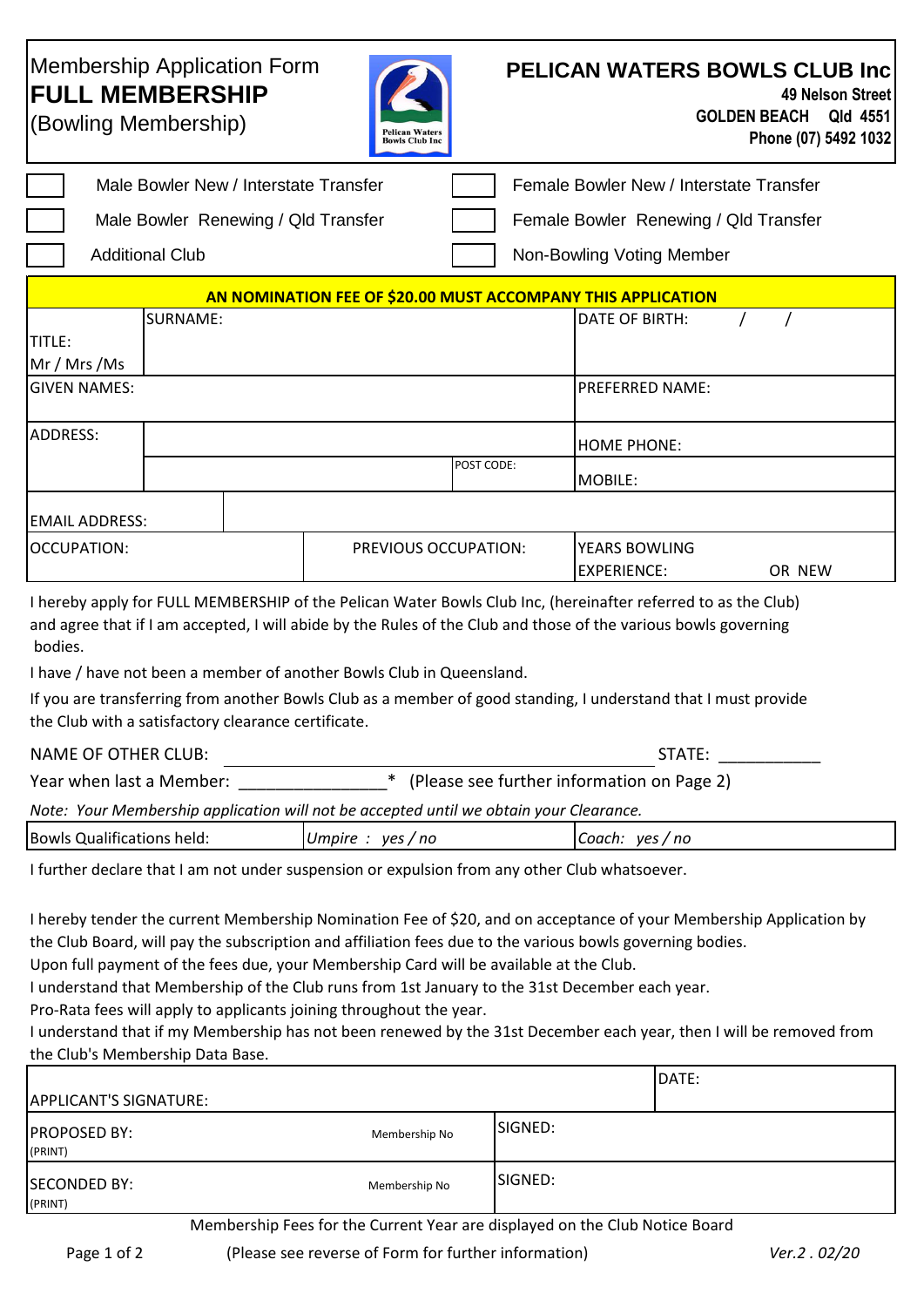Membership Application Form
# FULL MEMBERSHIP
(Bowling Membership)

## PELICAN WATERS BOWLS CLUB Inc

**49 Nelson Street**
**GOLDEN BEACH Qld 4551**
**Phone (07) 5492 1032**

| | | | |
|---|---|---|---|
| ☐ | Male Bowler New / Interstate Transfer | ☐ | Female Bowler New / Interstate Transfer |
| ☐ | Male Bowler Renewing / Qld Transfer | ☐ | Female Bowler Renewing / Qld Transfer |
| ☐ | Additional Club | ☐ | Non-Bowling Voting Member |

**AN NOMINATION FEE OF $20.00 MUST ACCOMPANY THIS APPLICATION**

| | | | |
|---|---|---|---|
| TITLE: Mr / Mrs /Ms | SURNAME: | | DATE OF BIRTH: / / |
| GIVEN NAMES: | | | PREFERRED NAME: |
| ADDRESS: | | | HOME PHONE: |
| | | POST CODE: | MOBILE: |
| EMAIL ADDRESS: | | | |
| OCCUPATION: | PREVIOUS OCCUPATION: | | YEARS BOWLING EXPERIENCE: OR NEW |

I hereby apply for FULL MEMBERSHIP of the Pelican Water Bowls Club Inc, (hereinafter referred to as the Club) and agree that if I am accepted, I will abide by the Rules of the Club and those of the various bowls governing bodies.

I have / have not been a member of another Bowls Club in Queensland.

If you are transferring from another Bowls Club as a member of good standing, I understand that I must provide the Club with a satisfactory clearance certificate.

NAME OF OTHER CLUB: ______________________________ STATE: ___________

Year when last a Member: _______________* (Please see further information on Page 2)

*Note: Your Membership application will not be accepted until we obtain your Clearance.*

| Bowls Qualifications held: | *Umpire : yes / no* | *Coach: yes / no* |
|---|---|---|

I further declare that I am not under suspension or expulsion from any other Club whatsoever.

I hereby tender the current Membership Nomination Fee of $20, and on acceptance of your Membership Application by the Club Board, will pay the subscription and affiliation fees due to the various bowls governing bodies.
Upon full payment of the fees due, your Membership Card will be available at the Club.
I understand that Membership of the Club runs from 1st January to the 31st December each year.
Pro-Rata fees will apply to applicants joining throughout the year.
I understand that if my Membership has not been renewed by the 31st December each year, then I will be removed from the Club's Membership Data Base.

| | | |
|---|---|---|
| APPLICANT'S SIGNATURE: | | DATE: |
| PROPOSED BY: (PRINT) | Membership No | SIGNED: |
| SECONDED BY: (PRINT) | Membership No | SIGNED: |

Membership Fees for the Current Year are displayed on the Club Notice Board

(Please see reverse of Form for further information)

*Ver.2 . 02/20*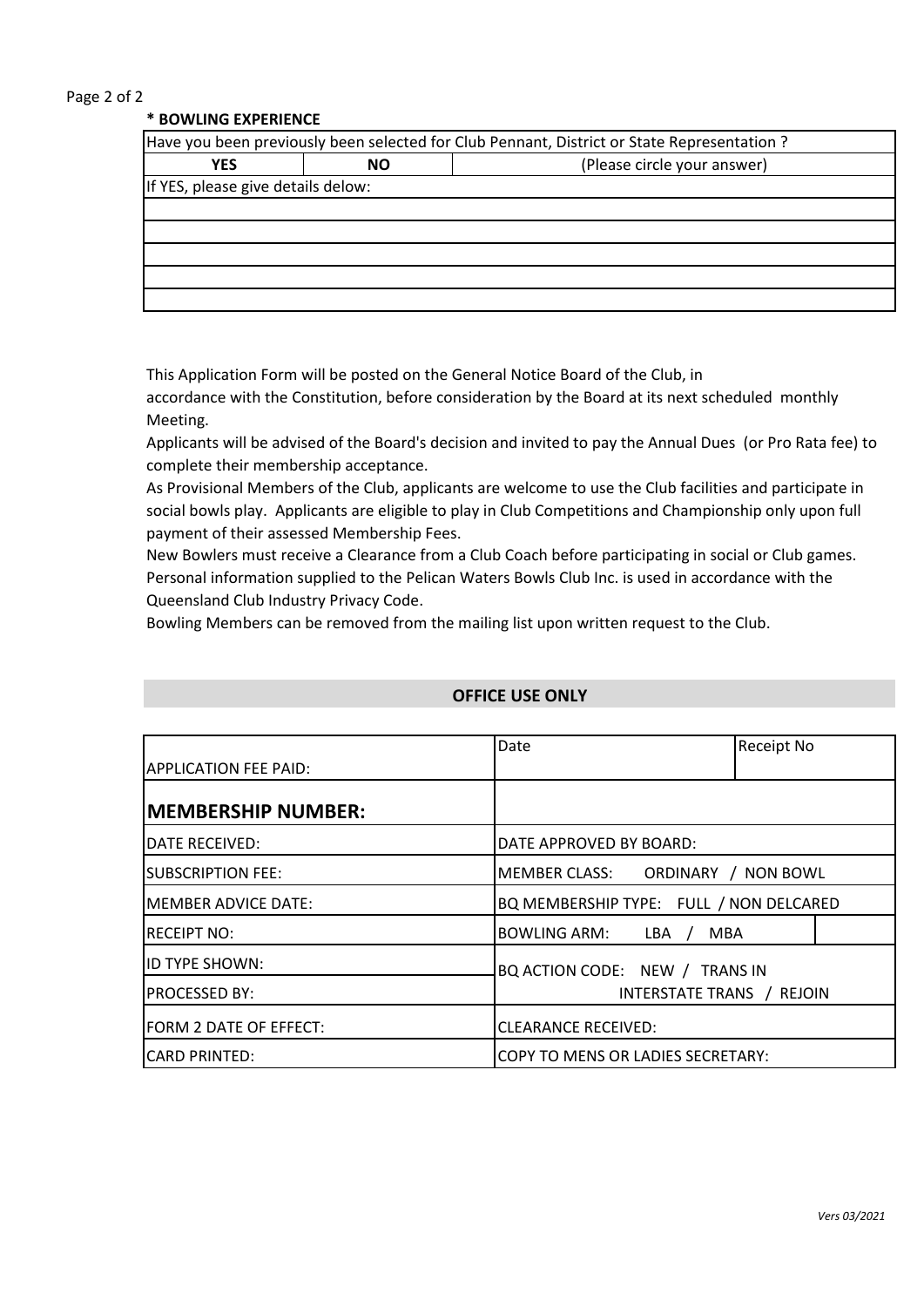**\* BOWLING EXPERIENCE**

| Have you been previously been selected for Club Pennant, District or State Representation ? | | |
|---|---|---|
| **YES** | **NO** | (Please circle your answer) |
| If YES, please give details delow: | | |
| | | |
| | | |
| | | |
| | | |
| | | |

This Application Form will be posted on the General Notice Board of the Club, in accordance with the Constitution, before consideration by the Board at its next scheduled monthly Meeting.

Applicants will be advised of the Board's decision and invited to pay the Annual Dues (or Pro Rata fee) to complete their membership acceptance.

As Provisional Members of the Club, applicants are welcome to use the Club facilities and participate in social bowls play. Applicants are eligible to play in Club Competitions and Championship only upon full payment of their assessed Membership Fees.

New Bowlers must receive a Clearance from a Club Coach before participating in social or Club games.

Personal information supplied to the Pelican Waters Bowls Club Inc. is used in accordance with the Queensland Club Industry Privacy Code.

Bowling Members can be removed from the mailing list upon written request to the Club.

## OFFICE USE ONLY

| | | |
|---|---|---|
| APPLICATION FEE PAID: | Date | Receipt No |
| **MEMBERSHIP NUMBER:** | | |
| DATE RECEIVED: | DATE APPROVED BY BOARD: | |
| SUBSCRIPTION FEE: | MEMBER CLASS: ORDINARY / NON BOWL | |
| MEMBER ADVICE DATE: | BQ MEMBERSHIP TYPE: FULL / NON DELCARED | |
| RECEIPT NO: | BOWLING ARM: LBA / MBA | |
| ID TYPE SHOWN: | BQ ACTION CODE: NEW / TRANS IN INTERSTATE TRANS / REJOIN | |
| PROCESSED BY: | | |
| FORM 2 DATE OF EFFECT: | CLEARANCE RECEIVED: | |
| CARD PRINTED: | COPY TO MENS OR LADIES SECRETARY: | |

*Vers 03/2021*